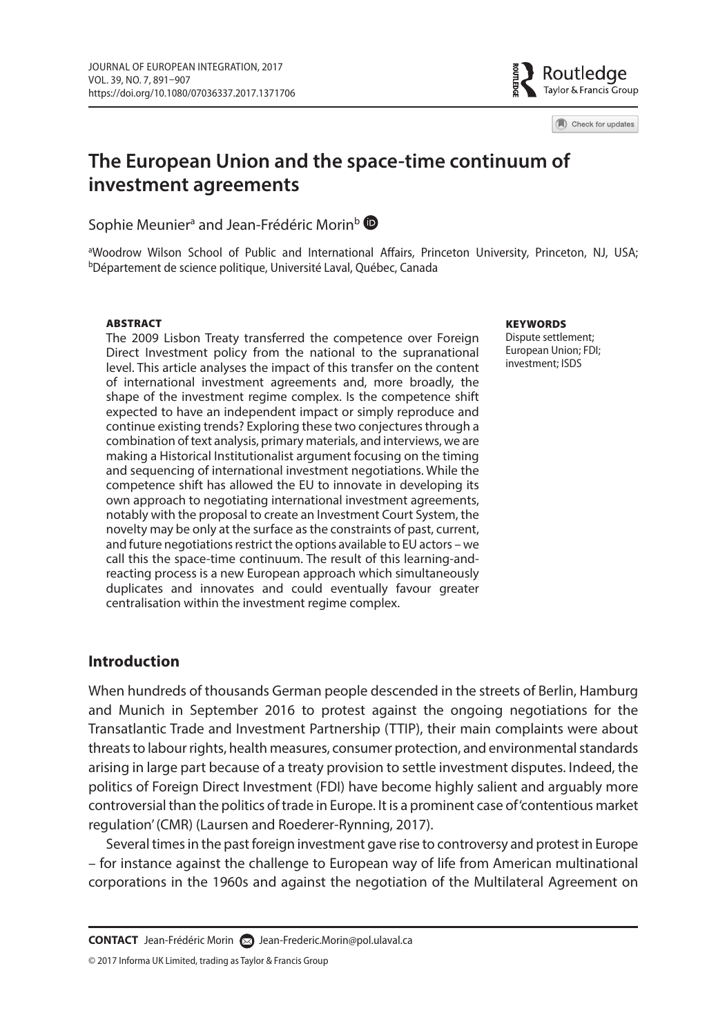# The European Union and the space-time continuum of investment agreements

Sophie Meunier[a] and Jean-Frédéric Morin[b]

[a]Woodrow Wilson School of Public and International Affairs, Princeton University, Princeton, NJ, USA; [b]Département de science politique, Université Laval, Québec, Canada

**ABSTRACT**

The 2009 Lisbon Treaty transferred the competence over Foreign Direct Investment policy from the national to the supranational level. This article analyses the impact of this transfer on the content of international investment agreements and, more broadly, the shape of the investment regime complex. Is the competence shift expected to have an independent impact or simply reproduce and continue existing trends? Exploring these two conjectures through a combination of text analysis, primary materials, and interviews, we are making a Historical Institutionalist argument focusing on the timing and sequencing of international investment negotiations. While the competence shift has allowed the EU to innovate in developing its own approach to negotiating international investment agreements, notably with the proposal to create an Investment Court System, the novelty may be only at the surface as the constraints of past, current, and future negotiations restrict the options available to EU actors – we call this the space-time continuum. The result of this learning-and-reacting process is a new European approach which simultaneously duplicates and innovates and could eventually favour greater centralisation within the investment regime complex.

**KEYWORDS**

Dispute settlement; European Union; FDI; investment; ISDS

## Introduction

When hundreds of thousands German people descended in the streets of Berlin, Hamburg and Munich in September 2016 to protest against the ongoing negotiations for the Transatlantic Trade and Investment Partnership (TTIP), their main complaints were about threats to labour rights, health measures, consumer protection, and environmental standards arising in large part because of a treaty provision to settle investment disputes. Indeed, the politics of Foreign Direct Investment (FDI) have become highly salient and arguably more controversial than the politics of trade in Europe. It is a prominent case of 'contentious market regulation' (CMR) (Laursen and Roederer-Rynning, 2017).

Several times in the past foreign investment gave rise to controversy and protest in Europe – for instance against the challenge to European way of life from American multinational corporations in the 1960s and against the negotiation of the Multilateral Agreement on

**CONTACT** Jean-Frédéric Morin Jean-Frederic.Morin@pol.ulaval.ca

© 2017 Informa UK Limited, trading as Taylor & Francis Group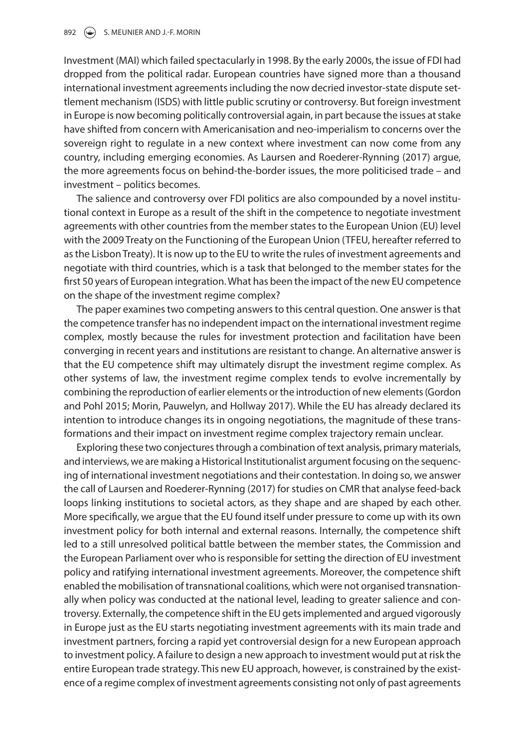Investment (MAI) which failed spectacularly in 1998. By the early 2000s, the issue of FDI had dropped from the political radar. European countries have signed more than a thousand international investment agreements including the now decried investor-state dispute settlement mechanism (ISDS) with little public scrutiny or controversy. But foreign investment in Europe is now becoming politically controversial again, in part because the issues at stake have shifted from concern with Americanisation and neo-imperialism to concerns over the sovereign right to regulate in a new context where investment can now come from any country, including emerging economies. As Laursen and Roederer-Rynning (2017) argue, the more agreements focus on behind-the-border issues, the more politicised trade – and investment – politics becomes.

The salience and controversy over FDI politics are also compounded by a novel institutional context in Europe as a result of the shift in the competence to negotiate investment agreements with other countries from the member states to the European Union (EU) level with the 2009 Treaty on the Functioning of the European Union (TFEU, hereafter referred to as the Lisbon Treaty). It is now up to the EU to write the rules of investment agreements and negotiate with third countries, which is a task that belonged to the member states for the first 50 years of European integration. What has been the impact of the new EU competence on the shape of the investment regime complex?

The paper examines two competing answers to this central question. One answer is that the competence transfer has no independent impact on the international investment regime complex, mostly because the rules for investment protection and facilitation have been converging in recent years and institutions are resistant to change. An alternative answer is that the EU competence shift may ultimately disrupt the investment regime complex. As other systems of law, the investment regime complex tends to evolve incrementally by combining the reproduction of earlier elements or the introduction of new elements (Gordon and Pohl 2015; Morin, Pauwelyn, and Hollway 2017). While the EU has already declared its intention to introduce changes its in ongoing negotiations, the magnitude of these transformations and their impact on investment regime complex trajectory remain unclear.

Exploring these two conjectures through a combination of text analysis, primary materials, and interviews, we are making a Historical Institutionalist argument focusing on the sequencing of international investment negotiations and their contestation. In doing so, we answer the call of Laursen and Roederer-Rynning (2017) for studies on CMR that analyse feed-back loops linking institutions to societal actors, as they shape and are shaped by each other. More specifically, we argue that the EU found itself under pressure to come up with its own investment policy for both internal and external reasons. Internally, the competence shift led to a still unresolved political battle between the member states, the Commission and the European Parliament over who is responsible for setting the direction of EU investment policy and ratifying international investment agreements. Moreover, the competence shift enabled the mobilisation of transnational coalitions, which were not organised transnationally when policy was conducted at the national level, leading to greater salience and controversy. Externally, the competence shift in the EU gets implemented and argued vigorously in Europe just as the EU starts negotiating investment agreements with its main trade and investment partners, forcing a rapid yet controversial design for a new European approach to investment policy. A failure to design a new approach to investment would put at risk the entire European trade strategy. This new EU approach, however, is constrained by the existence of a regime complex of investment agreements consisting not only of past agreements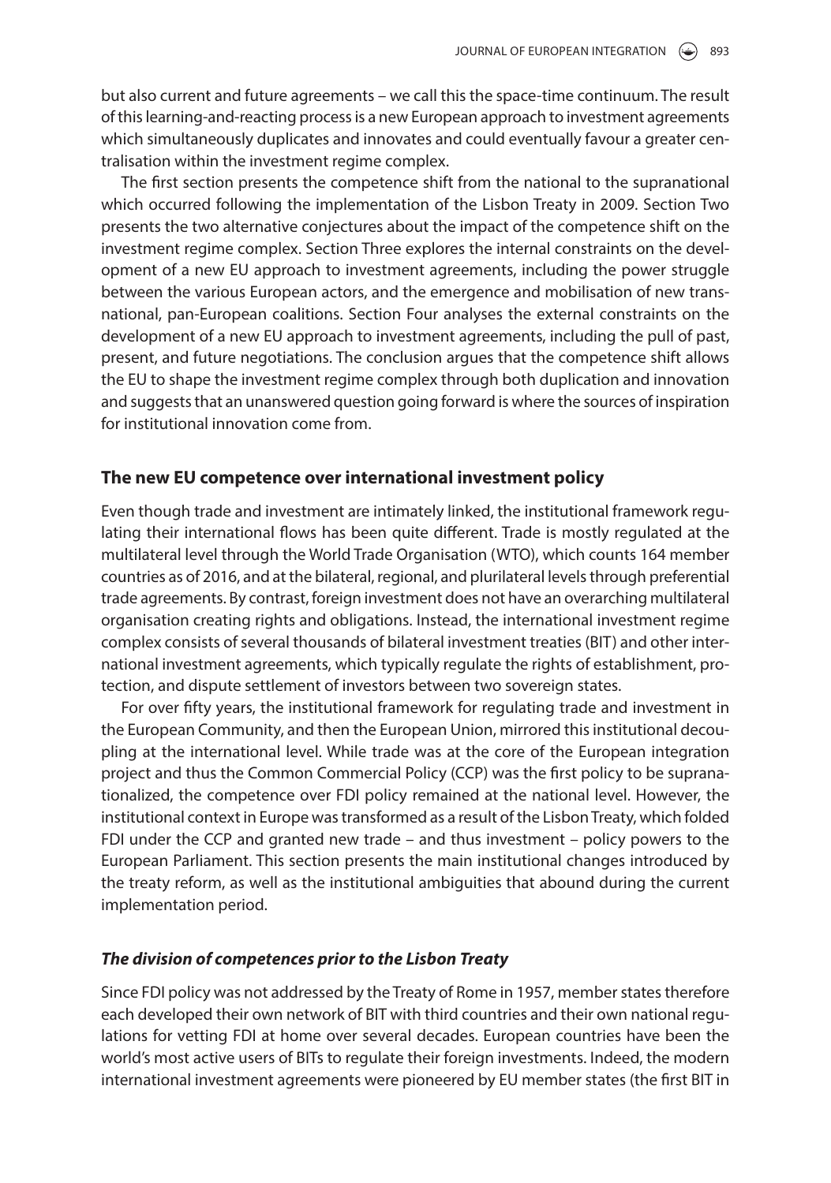but also current and future agreements – we call this the space-time continuum. The result of this learning-and-reacting process is a new European approach to investment agreements which simultaneously duplicates and innovates and could eventually favour a greater centralisation within the investment regime complex.

The first section presents the competence shift from the national to the supranational which occurred following the implementation of the Lisbon Treaty in 2009. Section Two presents the two alternative conjectures about the impact of the competence shift on the investment regime complex. Section Three explores the internal constraints on the development of a new EU approach to investment agreements, including the power struggle between the various European actors, and the emergence and mobilisation of new transnational, pan-European coalitions. Section Four analyses the external constraints on the development of a new EU approach to investment agreements, including the pull of past, present, and future negotiations. The conclusion argues that the competence shift allows the EU to shape the investment regime complex through both duplication and innovation and suggests that an unanswered question going forward is where the sources of inspiration for institutional innovation come from.

## The new EU competence over international investment policy

Even though trade and investment are intimately linked, the institutional framework regulating their international flows has been quite different. Trade is mostly regulated at the multilateral level through the World Trade Organisation (WTO), which counts 164 member countries as of 2016, and at the bilateral, regional, and plurilateral levels through preferential trade agreements. By contrast, foreign investment does not have an overarching multilateral organisation creating rights and obligations. Instead, the international investment regime complex consists of several thousands of bilateral investment treaties (BIT) and other international investment agreements, which typically regulate the rights of establishment, protection, and dispute settlement of investors between two sovereign states.

For over fifty years, the institutional framework for regulating trade and investment in the European Community, and then the European Union, mirrored this institutional decoupling at the international level. While trade was at the core of the European integration project and thus the Common Commercial Policy (CCP) was the first policy to be supranationalized, the competence over FDI policy remained at the national level. However, the institutional context in Europe was transformed as a result of the Lisbon Treaty, which folded FDI under the CCP and granted new trade – and thus investment – policy powers to the European Parliament. This section presents the main institutional changes introduced by the treaty reform, as well as the institutional ambiguities that abound during the current implementation period.

### *The division of competences prior to the Lisbon Treaty*

Since FDI policy was not addressed by the Treaty of Rome in 1957, member states therefore each developed their own network of BIT with third countries and their own national regulations for vetting FDI at home over several decades. European countries have been the world's most active users of BITs to regulate their foreign investments. Indeed, the modern international investment agreements were pioneered by EU member states (the first BIT in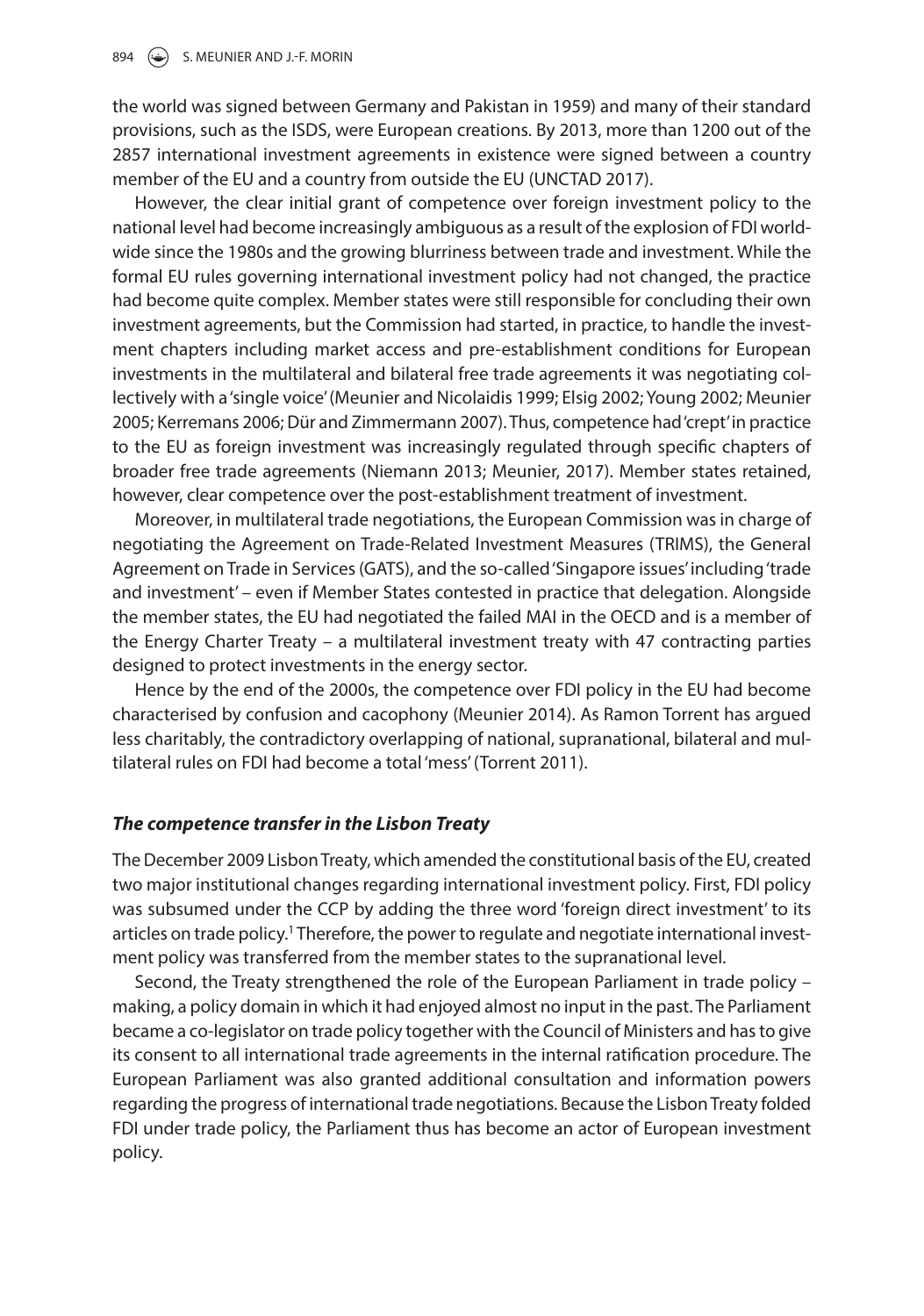the world was signed between Germany and Pakistan in 1959) and many of their standard provisions, such as the ISDS, were European creations. By 2013, more than 1200 out of the 2857 international investment agreements in existence were signed between a country member of the EU and a country from outside the EU (UNCTAD 2017).

However, the clear initial grant of competence over foreign investment policy to the national level had become increasingly ambiguous as a result of the explosion of FDI worldwide since the 1980s and the growing blurriness between trade and investment. While the formal EU rules governing international investment policy had not changed, the practice had become quite complex. Member states were still responsible for concluding their own investment agreements, but the Commission had started, in practice, to handle the investment chapters including market access and pre-establishment conditions for European investments in the multilateral and bilateral free trade agreements it was negotiating collectively with a 'single voice' (Meunier and Nicolaidis 1999; Elsig 2002; Young 2002; Meunier 2005; Kerremans 2006; Dür and Zimmermann 2007). Thus, competence had 'crept' in practice to the EU as foreign investment was increasingly regulated through specific chapters of broader free trade agreements (Niemann 2013; Meunier, 2017). Member states retained, however, clear competence over the post-establishment treatment of investment.

Moreover, in multilateral trade negotiations, the European Commission was in charge of negotiating the Agreement on Trade-Related Investment Measures (TRIMS), the General Agreement on Trade in Services (GATS), and the so-called 'Singapore issues' including 'trade and investment' – even if Member States contested in practice that delegation. Alongside the member states, the EU had negotiated the failed MAI in the OECD and is a member of the Energy Charter Treaty – a multilateral investment treaty with 47 contracting parties designed to protect investments in the energy sector.

Hence by the end of the 2000s, the competence over FDI policy in the EU had become characterised by confusion and cacophony (Meunier 2014). As Ramon Torrent has argued less charitably, the contradictory overlapping of national, supranational, bilateral and multilateral rules on FDI had become a total 'mess' (Torrent 2011).

### *The competence transfer in the Lisbon Treaty*

The December 2009 Lisbon Treaty, which amended the constitutional basis of the EU, created two major institutional changes regarding international investment policy. First, FDI policy was subsumed under the CCP by adding the three word 'foreign direct investment' to its articles on trade policy.[1] Therefore, the power to regulate and negotiate international investment policy was transferred from the member states to the supranational level.

Second, the Treaty strengthened the role of the European Parliament in trade policy – making, a policy domain in which it had enjoyed almost no input in the past. The Parliament became a co-legislator on trade policy together with the Council of Ministers and has to give its consent to all international trade agreements in the internal ratification procedure. The European Parliament was also granted additional consultation and information powers regarding the progress of international trade negotiations. Because the Lisbon Treaty folded FDI under trade policy, the Parliament thus has become an actor of European investment policy.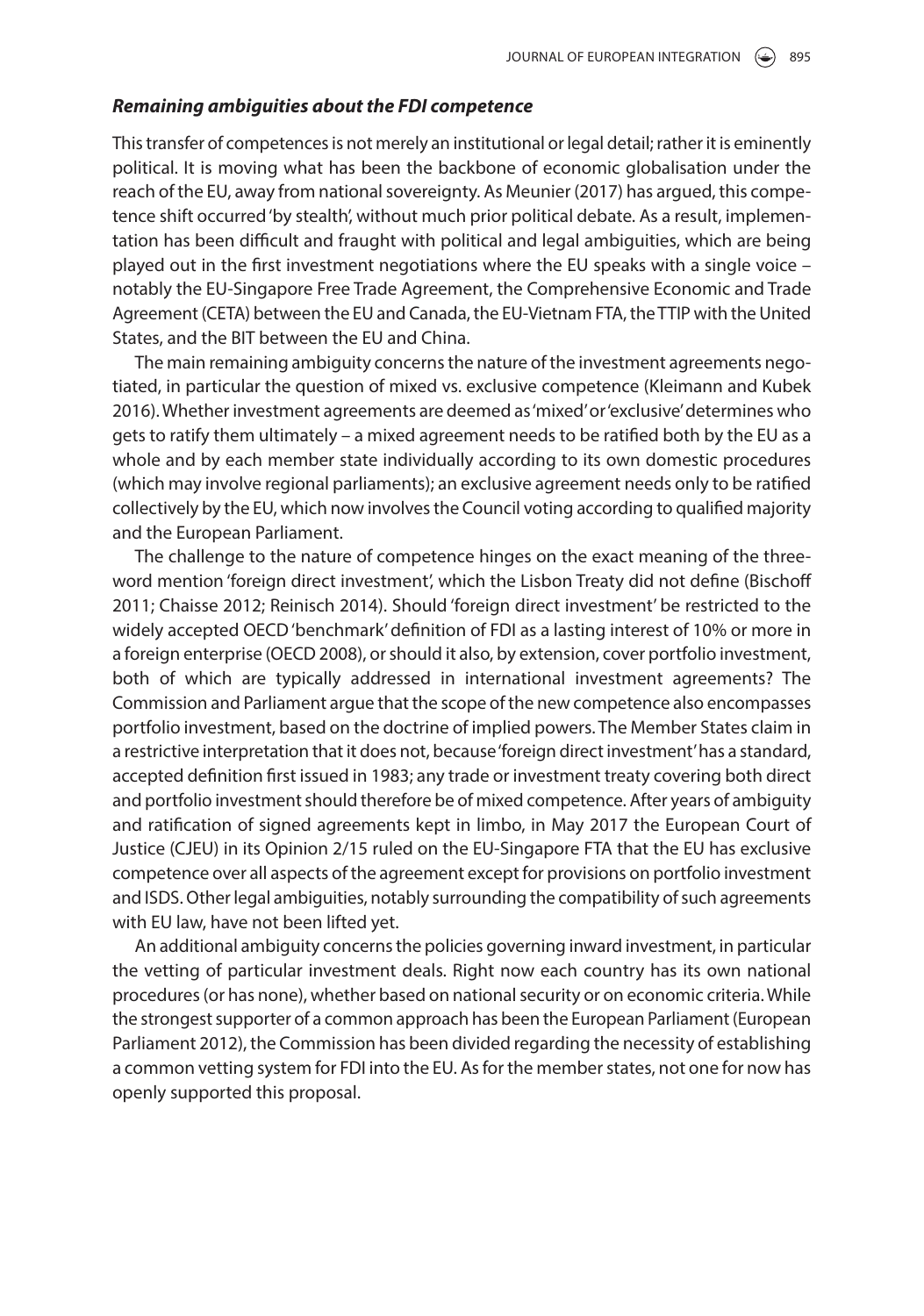### ***Remaining ambiguities about the FDI competence***

This transfer of competences is not merely an institutional or legal detail; rather it is eminently political. It is moving what has been the backbone of economic globalisation under the reach of the EU, away from national sovereignty. As Meunier (2017) has argued, this competence shift occurred 'by stealth', without much prior political debate. As a result, implementation has been difficult and fraught with political and legal ambiguities, which are being played out in the first investment negotiations where the EU speaks with a single voice – notably the EU-Singapore Free Trade Agreement, the Comprehensive Economic and Trade Agreement (CETA) between the EU and Canada, the EU-Vietnam FTA, the TTIP with the United States, and the BIT between the EU and China.

The main remaining ambiguity concerns the nature of the investment agreements negotiated, in particular the question of mixed vs. exclusive competence (Kleimann and Kubek 2016). Whether investment agreements are deemed as 'mixed' or 'exclusive' determines who gets to ratify them ultimately – a mixed agreement needs to be ratified both by the EU as a whole and by each member state individually according to its own domestic procedures (which may involve regional parliaments); an exclusive agreement needs only to be ratified collectively by the EU, which now involves the Council voting according to qualified majority and the European Parliament.

The challenge to the nature of competence hinges on the exact meaning of the three-word mention 'foreign direct investment', which the Lisbon Treaty did not define (Bischoff 2011; Chaisse 2012; Reinisch 2014). Should 'foreign direct investment' be restricted to the widely accepted OECD 'benchmark' definition of FDI as a lasting interest of 10% or more in a foreign enterprise (OECD 2008), or should it also, by extension, cover portfolio investment, both of which are typically addressed in international investment agreements? The Commission and Parliament argue that the scope of the new competence also encompasses portfolio investment, based on the doctrine of implied powers. The Member States claim in a restrictive interpretation that it does not, because 'foreign direct investment' has a standard, accepted definition first issued in 1983; any trade or investment treaty covering both direct and portfolio investment should therefore be of mixed competence. After years of ambiguity and ratification of signed agreements kept in limbo, in May 2017 the European Court of Justice (CJEU) in its Opinion 2/15 ruled on the EU-Singapore FTA that the EU has exclusive competence over all aspects of the agreement except for provisions on portfolio investment and ISDS. Other legal ambiguities, notably surrounding the compatibility of such agreements with EU law, have not been lifted yet.

An additional ambiguity concerns the policies governing inward investment, in particular the vetting of particular investment deals. Right now each country has its own national procedures (or has none), whether based on national security or on economic criteria. While the strongest supporter of a common approach has been the European Parliament (European Parliament 2012), the Commission has been divided regarding the necessity of establishing a common vetting system for FDI into the EU. As for the member states, not one for now has openly supported this proposal.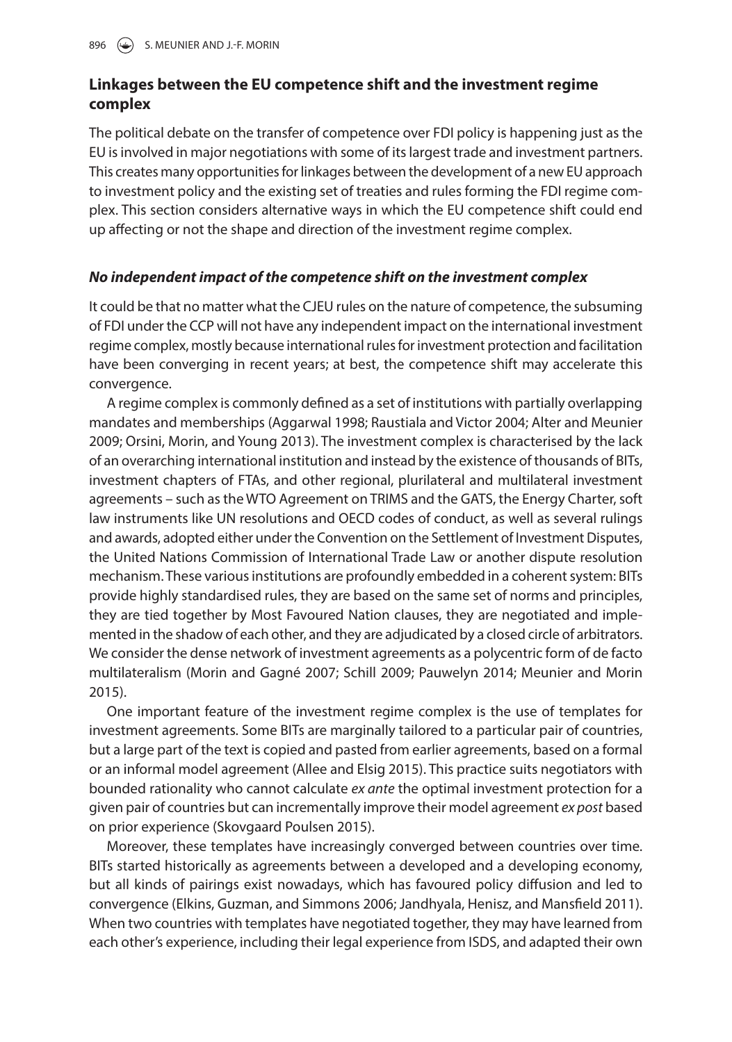## Linkages between the EU competence shift and the investment regime complex

The political debate on the transfer of competence over FDI policy is happening just as the EU is involved in major negotiations with some of its largest trade and investment partners. This creates many opportunities for linkages between the development of a new EU approach to investment policy and the existing set of treaties and rules forming the FDI regime complex. This section considers alternative ways in which the EU competence shift could end up affecting or not the shape and direction of the investment regime complex.

### *No independent impact of the competence shift on the investment complex*

It could be that no matter what the CJEU rules on the nature of competence, the subsuming of FDI under the CCP will not have any independent impact on the international investment regime complex, mostly because international rules for investment protection and facilitation have been converging in recent years; at best, the competence shift may accelerate this convergence.

A regime complex is commonly defined as a set of institutions with partially overlapping mandates and memberships (Aggarwal 1998; Raustiala and Victor 2004; Alter and Meunier 2009; Orsini, Morin, and Young 2013). The investment complex is characterised by the lack of an overarching international institution and instead by the existence of thousands of BITs, investment chapters of FTAs, and other regional, plurilateral and multilateral investment agreements – such as the WTO Agreement on TRIMS and the GATS, the Energy Charter, soft law instruments like UN resolutions and OECD codes of conduct, as well as several rulings and awards, adopted either under the Convention on the Settlement of Investment Disputes, the United Nations Commission of International Trade Law or another dispute resolution mechanism. These various institutions are profoundly embedded in a coherent system: BITs provide highly standardised rules, they are based on the same set of norms and principles, they are tied together by Most Favoured Nation clauses, they are negotiated and implemented in the shadow of each other, and they are adjudicated by a closed circle of arbitrators. We consider the dense network of investment agreements as a polycentric form of de facto multilateralism (Morin and Gagné 2007; Schill 2009; Pauwelyn 2014; Meunier and Morin 2015).

One important feature of the investment regime complex is the use of templates for investment agreements. Some BITs are marginally tailored to a particular pair of countries, but a large part of the text is copied and pasted from earlier agreements, based on a formal or an informal model agreement (Allee and Elsig 2015). This practice suits negotiators with bounded rationality who cannot calculate *ex ante* the optimal investment protection for a given pair of countries but can incrementally improve their model agreement *ex post* based on prior experience (Skovgaard Poulsen 2015).

Moreover, these templates have increasingly converged between countries over time. BITs started historically as agreements between a developed and a developing economy, but all kinds of pairings exist nowadays, which has favoured policy diffusion and led to convergence (Elkins, Guzman, and Simmons 2006; Jandhyala, Henisz, and Mansfield 2011). When two countries with templates have negotiated together, they may have learned from each other's experience, including their legal experience from ISDS, and adapted their own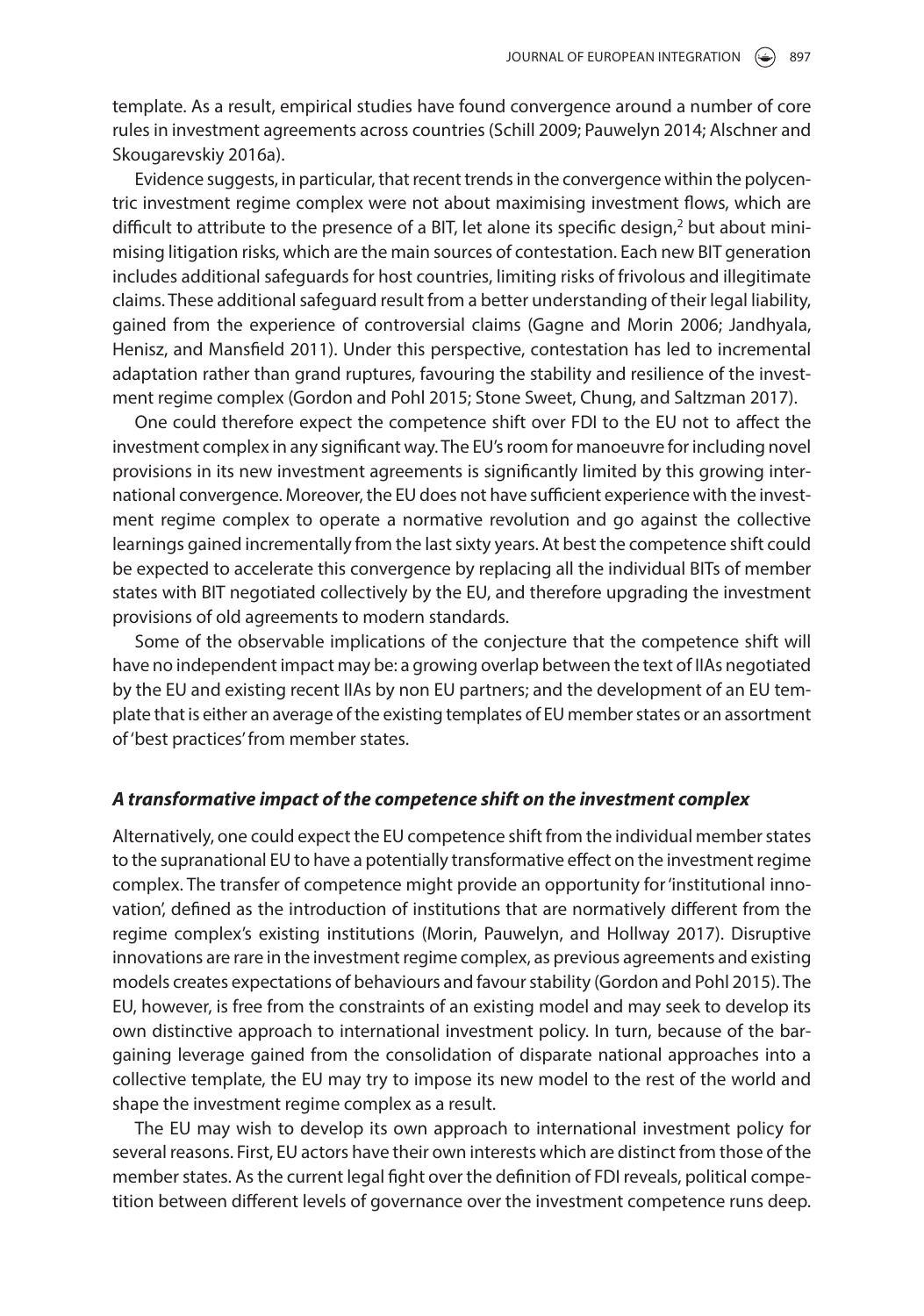template. As a result, empirical studies have found convergence around a number of core rules in investment agreements across countries (Schill 2009; Pauwelyn 2014; Alschner and Skougarevskiy 2016a).

Evidence suggests, in particular, that recent trends in the convergence within the polycentric investment regime complex were not about maximising investment flows, which are difficult to attribute to the presence of a BIT, let alone its specific design,[2] but about minimising litigation risks, which are the main sources of contestation. Each new BIT generation includes additional safeguards for host countries, limiting risks of frivolous and illegitimate claims. These additional safeguard result from a better understanding of their legal liability, gained from the experience of controversial claims (Gagne and Morin 2006; Jandhyala, Henisz, and Mansfield 2011). Under this perspective, contestation has led to incremental adaptation rather than grand ruptures, favouring the stability and resilience of the investment regime complex (Gordon and Pohl 2015; Stone Sweet, Chung, and Saltzman 2017).

One could therefore expect the competence shift over FDI to the EU not to affect the investment complex in any significant way. The EU's room for manoeuvre for including novel provisions in its new investment agreements is significantly limited by this growing international convergence. Moreover, the EU does not have sufficient experience with the investment regime complex to operate a normative revolution and go against the collective learnings gained incrementally from the last sixty years. At best the competence shift could be expected to accelerate this convergence by replacing all the individual BITs of member states with BIT negotiated collectively by the EU, and therefore upgrading the investment provisions of old agreements to modern standards.

Some of the observable implications of the conjecture that the competence shift will have no independent impact may be: a growing overlap between the text of IIAs negotiated by the EU and existing recent IIAs by non EU partners; and the development of an EU template that is either an average of the existing templates of EU member states or an assortment of 'best practices' from member states.

### *A transformative impact of the competence shift on the investment complex*

Alternatively, one could expect the EU competence shift from the individual member states to the supranational EU to have a potentially transformative effect on the investment regime complex. The transfer of competence might provide an opportunity for 'institutional innovation', defined as the introduction of institutions that are normatively different from the regime complex's existing institutions (Morin, Pauwelyn, and Hollway 2017). Disruptive innovations are rare in the investment regime complex, as previous agreements and existing models creates expectations of behaviours and favour stability (Gordon and Pohl 2015). The EU, however, is free from the constraints of an existing model and may seek to develop its own distinctive approach to international investment policy. In turn, because of the bargaining leverage gained from the consolidation of disparate national approaches into a collective template, the EU may try to impose its new model to the rest of the world and shape the investment regime complex as a result.

The EU may wish to develop its own approach to international investment policy for several reasons. First, EU actors have their own interests which are distinct from those of the member states. As the current legal fight over the definition of FDI reveals, political competition between different levels of governance over the investment competence runs deep.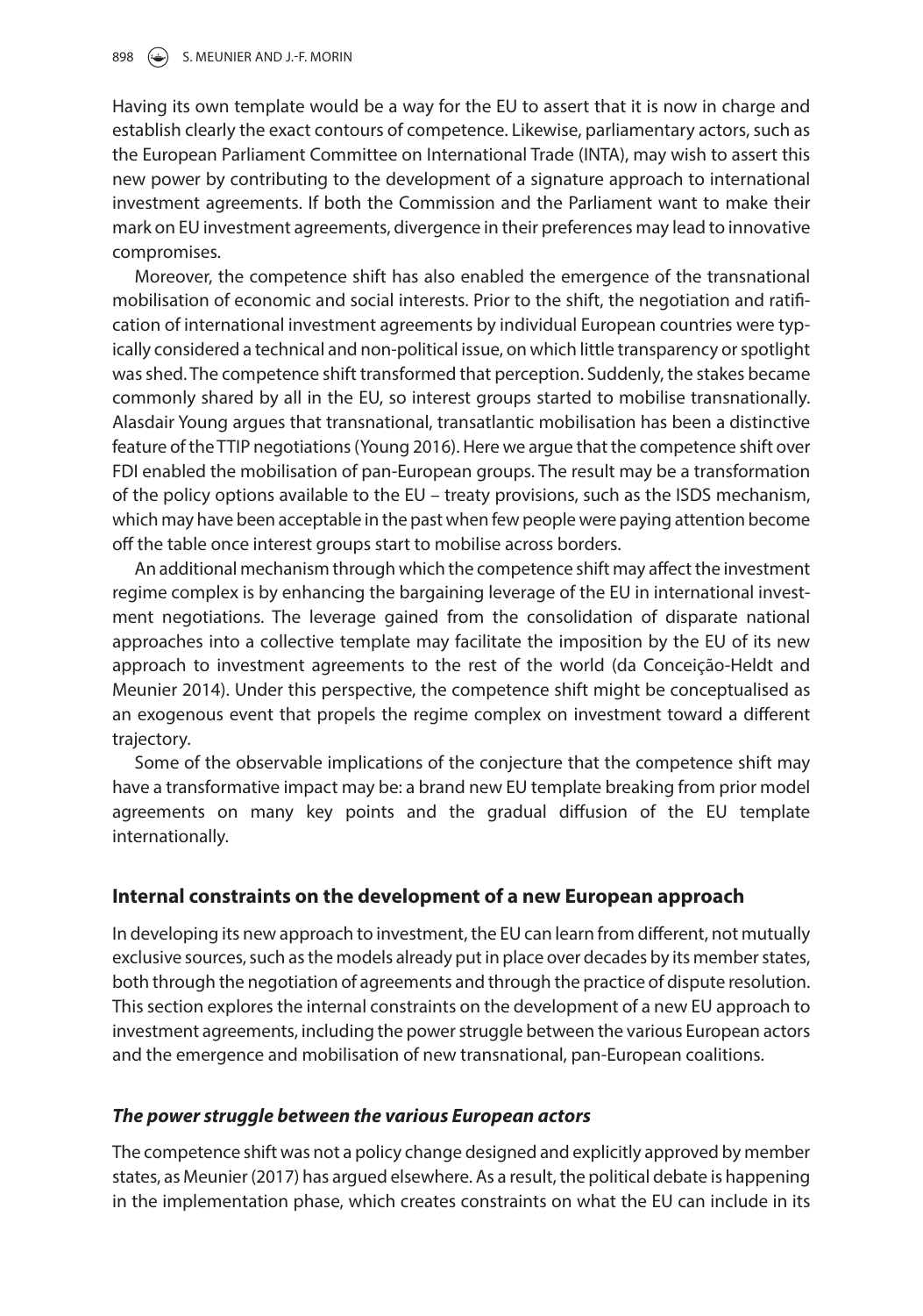Having its own template would be a way for the EU to assert that it is now in charge and establish clearly the exact contours of competence. Likewise, parliamentary actors, such as the European Parliament Committee on International Trade (INTA), may wish to assert this new power by contributing to the development of a signature approach to international investment agreements. If both the Commission and the Parliament want to make their mark on EU investment agreements, divergence in their preferences may lead to innovative compromises.

Moreover, the competence shift has also enabled the emergence of the transnational mobilisation of economic and social interests. Prior to the shift, the negotiation and ratification of international investment agreements by individual European countries were typically considered a technical and non-political issue, on which little transparency or spotlight was shed. The competence shift transformed that perception. Suddenly, the stakes became commonly shared by all in the EU, so interest groups started to mobilise transnationally. Alasdair Young argues that transnational, transatlantic mobilisation has been a distinctive feature of the TTIP negotiations (Young 2016). Here we argue that the competence shift over FDI enabled the mobilisation of pan-European groups. The result may be a transformation of the policy options available to the EU – treaty provisions, such as the ISDS mechanism, which may have been acceptable in the past when few people were paying attention become off the table once interest groups start to mobilise across borders.

An additional mechanism through which the competence shift may affect the investment regime complex is by enhancing the bargaining leverage of the EU in international investment negotiations. The leverage gained from the consolidation of disparate national approaches into a collective template may facilitate the imposition by the EU of its new approach to investment agreements to the rest of the world (da Conceição-Heldt and Meunier 2014). Under this perspective, the competence shift might be conceptualised as an exogenous event that propels the regime complex on investment toward a different trajectory.

Some of the observable implications of the conjecture that the competence shift may have a transformative impact may be: a brand new EU template breaking from prior model agreements on many key points and the gradual diffusion of the EU template internationally.

## Internal constraints on the development of a new European approach

In developing its new approach to investment, the EU can learn from different, not mutually exclusive sources, such as the models already put in place over decades by its member states, both through the negotiation of agreements and through the practice of dispute resolution. This section explores the internal constraints on the development of a new EU approach to investment agreements, including the power struggle between the various European actors and the emergence and mobilisation of new transnational, pan-European coalitions.

### *The power struggle between the various European actors*

The competence shift was not a policy change designed and explicitly approved by member states, as Meunier (2017) has argued elsewhere. As a result, the political debate is happening in the implementation phase, which creates constraints on what the EU can include in its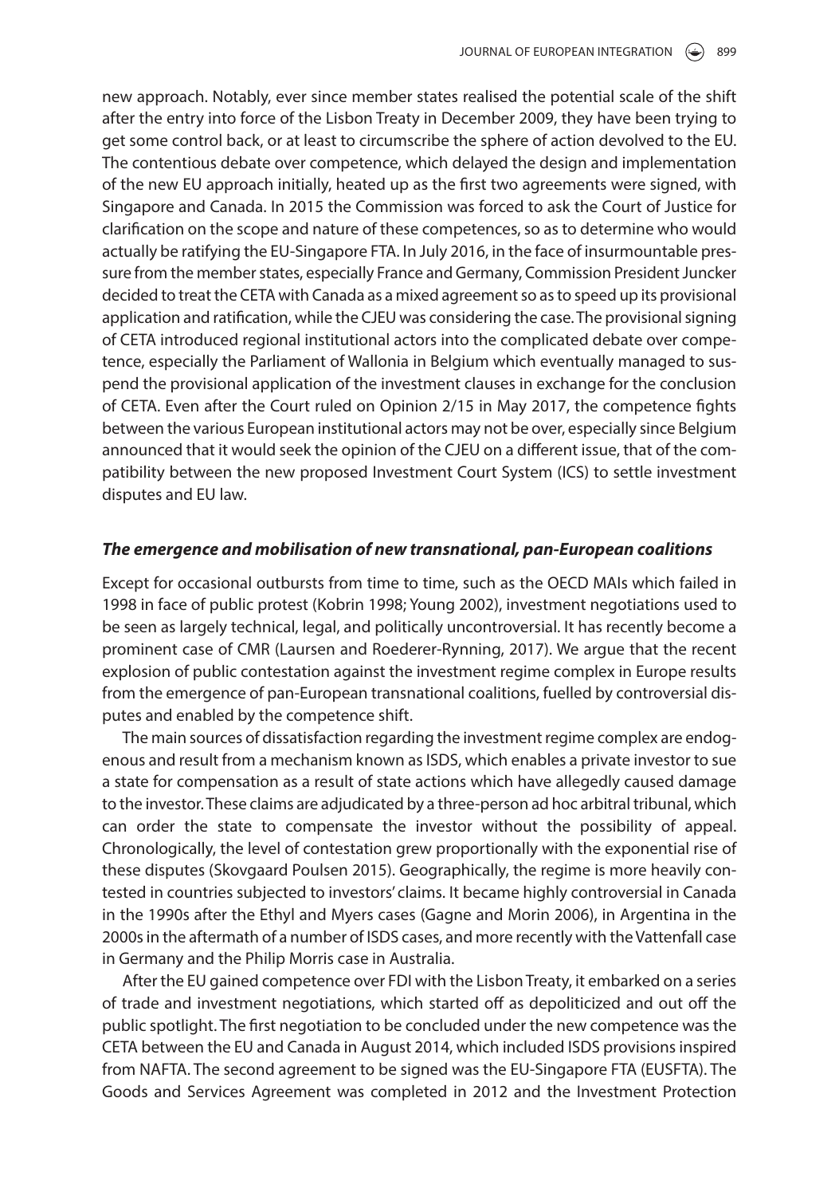new approach. Notably, ever since member states realised the potential scale of the shift after the entry into force of the Lisbon Treaty in December 2009, they have been trying to get some control back, or at least to circumscribe the sphere of action devolved to the EU. The contentious debate over competence, which delayed the design and implementation of the new EU approach initially, heated up as the first two agreements were signed, with Singapore and Canada. In 2015 the Commission was forced to ask the Court of Justice for clarification on the scope and nature of these competences, so as to determine who would actually be ratifying the EU-Singapore FTA. In July 2016, in the face of insurmountable pressure from the member states, especially France and Germany, Commission President Juncker decided to treat the CETA with Canada as a mixed agreement so as to speed up its provisional application and ratification, while the CJEU was considering the case. The provisional signing of CETA introduced regional institutional actors into the complicated debate over competence, especially the Parliament of Wallonia in Belgium which eventually managed to suspend the provisional application of the investment clauses in exchange for the conclusion of CETA. Even after the Court ruled on Opinion 2/15 in May 2017, the competence fights between the various European institutional actors may not be over, especially since Belgium announced that it would seek the opinion of the CJEU on a different issue, that of the compatibility between the new proposed Investment Court System (ICS) to settle investment disputes and EU law.

### *The emergence and mobilisation of new transnational, pan-European coalitions*

Except for occasional outbursts from time to time, such as the OECD MAIs which failed in 1998 in face of public protest (Kobrin 1998; Young 2002), investment negotiations used to be seen as largely technical, legal, and politically uncontroversial. It has recently become a prominent case of CMR (Laursen and Roederer-Rynning, 2017). We argue that the recent explosion of public contestation against the investment regime complex in Europe results from the emergence of pan-European transnational coalitions, fuelled by controversial disputes and enabled by the competence shift.

The main sources of dissatisfaction regarding the investment regime complex are endogenous and result from a mechanism known as ISDS, which enables a private investor to sue a state for compensation as a result of state actions which have allegedly caused damage to the investor. These claims are adjudicated by a three-person ad hoc arbitral tribunal, which can order the state to compensate the investor without the possibility of appeal. Chronologically, the level of contestation grew proportionally with the exponential rise of these disputes (Skovgaard Poulsen 2015). Geographically, the regime is more heavily contested in countries subjected to investors' claims. It became highly controversial in Canada in the 1990s after the Ethyl and Myers cases (Gagne and Morin 2006), in Argentina in the 2000s in the aftermath of a number of ISDS cases, and more recently with the Vattenfall case in Germany and the Philip Morris case in Australia.

After the EU gained competence over FDI with the Lisbon Treaty, it embarked on a series of trade and investment negotiations, which started off as depoliticized and out off the public spotlight. The first negotiation to be concluded under the new competence was the CETA between the EU and Canada in August 2014, which included ISDS provisions inspired from NAFTA. The second agreement to be signed was the EU-Singapore FTA (EUSFTA). The Goods and Services Agreement was completed in 2012 and the Investment Protection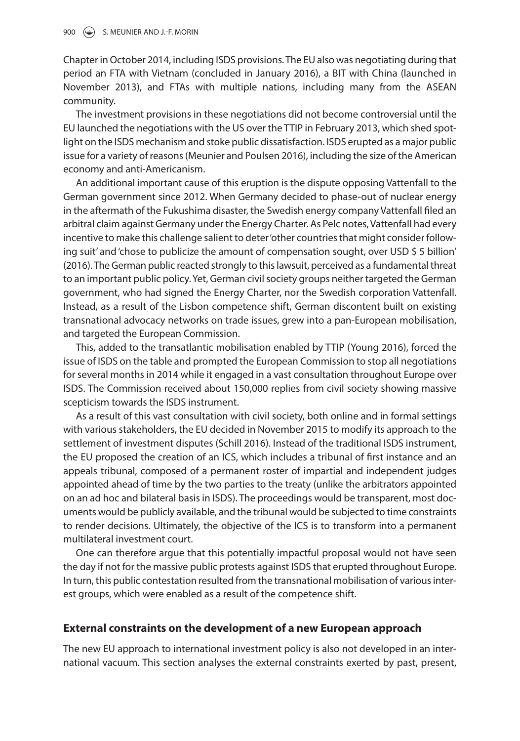Chapter in October 2014, including ISDS provisions. The EU also was negotiating during that period an FTA with Vietnam (concluded in January 2016), a BIT with China (launched in November 2013), and FTAs with multiple nations, including many from the ASEAN community.

The investment provisions in these negotiations did not become controversial until the EU launched the negotiations with the US over the TTIP in February 2013, which shed spotlight on the ISDS mechanism and stoke public dissatisfaction. ISDS erupted as a major public issue for a variety of reasons (Meunier and Poulsen 2016), including the size of the American economy and anti-Americanism.

An additional important cause of this eruption is the dispute opposing Vattenfall to the German government since 2012. When Germany decided to phase-out of nuclear energy in the aftermath of the Fukushima disaster, the Swedish energy company Vattenfall filed an arbitral claim against Germany under the Energy Charter. As Pelc notes, Vattenfall had every incentive to make this challenge salient to deter 'other countries that might consider following suit' and 'chose to publicize the amount of compensation sought, over USD $ 5 billion' (2016). The German public reacted strongly to this lawsuit, perceived as a fundamental threat to an important public policy. Yet, German civil society groups neither targeted the German government, who had signed the Energy Charter, nor the Swedish corporation Vattenfall. Instead, as a result of the Lisbon competence shift, German discontent built on existing transnational advocacy networks on trade issues, grew into a pan-European mobilisation, and targeted the European Commission.

This, added to the transatlantic mobilisation enabled by TTIP (Young 2016), forced the issue of ISDS on the table and prompted the European Commission to stop all negotiations for several months in 2014 while it engaged in a vast consultation throughout Europe over ISDS. The Commission received about 150,000 replies from civil society showing massive scepticism towards the ISDS instrument.

As a result of this vast consultation with civil society, both online and in formal settings with various stakeholders, the EU decided in November 2015 to modify its approach to the settlement of investment disputes (Schill 2016). Instead of the traditional ISDS instrument, the EU proposed the creation of an ICS, which includes a tribunal of first instance and an appeals tribunal, composed of a permanent roster of impartial and independent judges appointed ahead of time by the two parties to the treaty (unlike the arbitrators appointed on an ad hoc and bilateral basis in ISDS). The proceedings would be transparent, most documents would be publicly available, and the tribunal would be subjected to time constraints to render decisions. Ultimately, the objective of the ICS is to transform into a permanent multilateral investment court.

One can therefore argue that this potentially impactful proposal would not have seen the day if not for the massive public protests against ISDS that erupted throughout Europe. In turn, this public contestation resulted from the transnational mobilisation of various interest groups, which were enabled as a result of the competence shift.

## External constraints on the development of a new European approach

The new EU approach to international investment policy is also not developed in an international vacuum. This section analyses the external constraints exerted by past, present,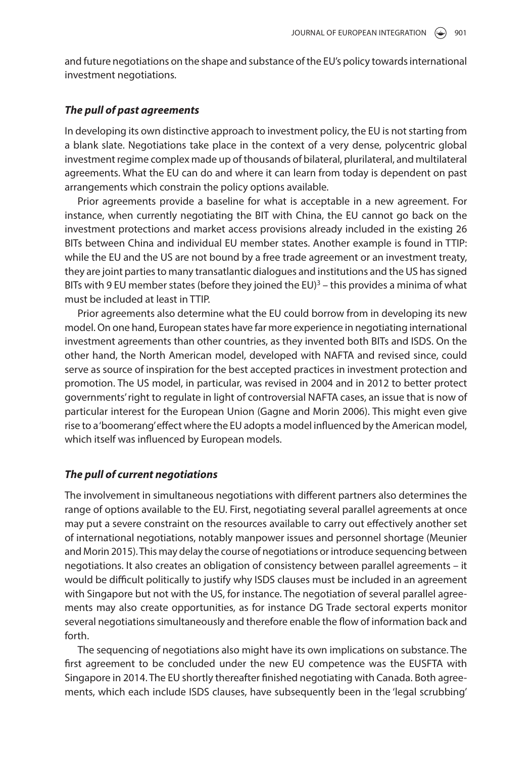and future negotiations on the shape and substance of the EU's policy towards international investment negotiations.

### *The pull of past agreements*

In developing its own distinctive approach to investment policy, the EU is not starting from a blank slate. Negotiations take place in the context of a very dense, polycentric global investment regime complex made up of thousands of bilateral, plurilateral, and multilateral agreements. What the EU can do and where it can learn from today is dependent on past arrangements which constrain the policy options available.

Prior agreements provide a baseline for what is acceptable in a new agreement. For instance, when currently negotiating the BIT with China, the EU cannot go back on the investment protections and market access provisions already included in the existing 26 BITs between China and individual EU member states. Another example is found in TTIP: while the EU and the US are not bound by a free trade agreement or an investment treaty, they are joint parties to many transatlantic dialogues and institutions and the US has signed BITs with 9 EU member states (before they joined the EU)[3] – this provides a minima of what must be included at least in TTIP.

Prior agreements also determine what the EU could borrow from in developing its new model. On one hand, European states have far more experience in negotiating international investment agreements than other countries, as they invented both BITs and ISDS. On the other hand, the North American model, developed with NAFTA and revised since, could serve as source of inspiration for the best accepted practices in investment protection and promotion. The US model, in particular, was revised in 2004 and in 2012 to better protect governments' right to regulate in light of controversial NAFTA cases, an issue that is now of particular interest for the European Union (Gagne and Morin 2006). This might even give rise to a 'boomerang' effect where the EU adopts a model influenced by the American model, which itself was influenced by European models.

### *The pull of current negotiations*

The involvement in simultaneous negotiations with different partners also determines the range of options available to the EU. First, negotiating several parallel agreements at once may put a severe constraint on the resources available to carry out effectively another set of international negotiations, notably manpower issues and personnel shortage (Meunier and Morin 2015). This may delay the course of negotiations or introduce sequencing between negotiations. It also creates an obligation of consistency between parallel agreements – it would be difficult politically to justify why ISDS clauses must be included in an agreement with Singapore but not with the US, for instance. The negotiation of several parallel agreements may also create opportunities, as for instance DG Trade sectoral experts monitor several negotiations simultaneously and therefore enable the flow of information back and forth.

The sequencing of negotiations also might have its own implications on substance. The first agreement to be concluded under the new EU competence was the EUSFTA with Singapore in 2014. The EU shortly thereafter finished negotiating with Canada. Both agreements, which each include ISDS clauses, have subsequently been in the 'legal scrubbing'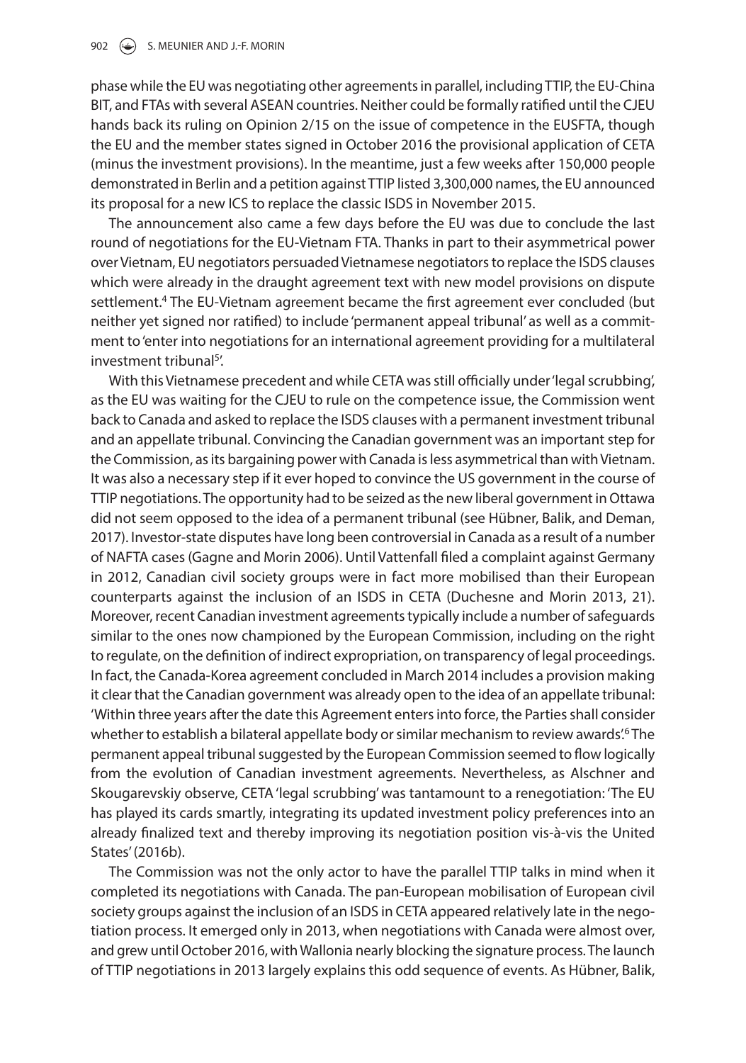phase while the EU was negotiating other agreements in parallel, including TTIP, the EU-China BIT, and FTAs with several ASEAN countries. Neither could be formally ratified until the CJEU hands back its ruling on Opinion 2/15 on the issue of competence in the EUSFTA, though the EU and the member states signed in October 2016 the provisional application of CETA (minus the investment provisions). In the meantime, just a few weeks after 150,000 people demonstrated in Berlin and a petition against TTIP listed 3,300,000 names, the EU announced its proposal for a new ICS to replace the classic ISDS in November 2015.

The announcement also came a few days before the EU was due to conclude the last round of negotiations for the EU-Vietnam FTA. Thanks in part to their asymmetrical power over Vietnam, EU negotiators persuaded Vietnamese negotiators to replace the ISDS clauses which were already in the draught agreement text with new model provisions on dispute settlement.[4] The EU-Vietnam agreement became the first agreement ever concluded (but neither yet signed nor ratified) to include 'permanent appeal tribunal' as well as a commitment to 'enter into negotiations for an international agreement providing for a multilateral investment tribunal[5]'.

With this Vietnamese precedent and while CETA was still officially under 'legal scrubbing', as the EU was waiting for the CJEU to rule on the competence issue, the Commission went back to Canada and asked to replace the ISDS clauses with a permanent investment tribunal and an appellate tribunal. Convincing the Canadian government was an important step for the Commission, as its bargaining power with Canada is less asymmetrical than with Vietnam. It was also a necessary step if it ever hoped to convince the US government in the course of TTIP negotiations. The opportunity had to be seized as the new liberal government in Ottawa did not seem opposed to the idea of a permanent tribunal (see Hübner, Balik, and Deman, 2017). Investor-state disputes have long been controversial in Canada as a result of a number of NAFTA cases (Gagne and Morin 2006). Until Vattenfall filed a complaint against Germany in 2012, Canadian civil society groups were in fact more mobilised than their European counterparts against the inclusion of an ISDS in CETA (Duchesne and Morin 2013, 21). Moreover, recent Canadian investment agreements typically include a number of safeguards similar to the ones now championed by the European Commission, including on the right to regulate, on the definition of indirect expropriation, on transparency of legal proceedings. In fact, the Canada-Korea agreement concluded in March 2014 includes a provision making it clear that the Canadian government was already open to the idea of an appellate tribunal: 'Within three years after the date this Agreement enters into force, the Parties shall consider whether to establish a bilateral appellate body or similar mechanism to review awards'.[6] The permanent appeal tribunal suggested by the European Commission seemed to flow logically from the evolution of Canadian investment agreements. Nevertheless, as Alschner and Skougarevskiy observe, CETA 'legal scrubbing' was tantamount to a renegotiation: 'The EU has played its cards smartly, integrating its updated investment policy preferences into an already finalized text and thereby improving its negotiation position vis-à-vis the United States' (2016b).

The Commission was not the only actor to have the parallel TTIP talks in mind when it completed its negotiations with Canada. The pan-European mobilisation of European civil society groups against the inclusion of an ISDS in CETA appeared relatively late in the negotiation process. It emerged only in 2013, when negotiations with Canada were almost over, and grew until October 2016, with Wallonia nearly blocking the signature process. The launch of TTIP negotiations in 2013 largely explains this odd sequence of events. As Hübner, Balik,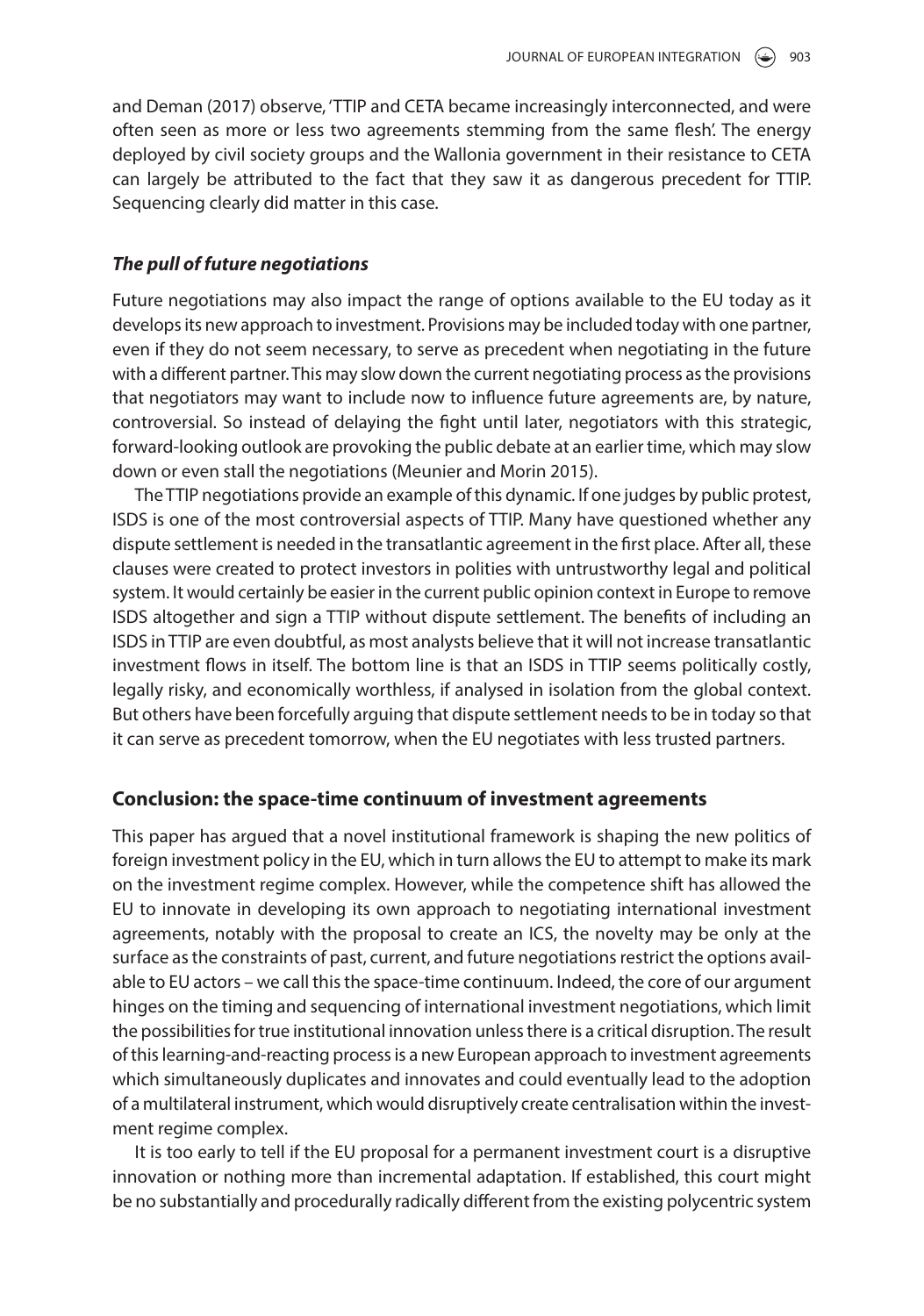and Deman (2017) observe, 'TTIP and CETA became increasingly interconnected, and were often seen as more or less two agreements stemming from the same flesh'. The energy deployed by civil society groups and the Wallonia government in their resistance to CETA can largely be attributed to the fact that they saw it as dangerous precedent for TTIP. Sequencing clearly did matter in this case.

### *The pull of future negotiations*

Future negotiations may also impact the range of options available to the EU today as it develops its new approach to investment. Provisions may be included today with one partner, even if they do not seem necessary, to serve as precedent when negotiating in the future with a different partner. This may slow down the current negotiating process as the provisions that negotiators may want to include now to influence future agreements are, by nature, controversial. So instead of delaying the fight until later, negotiators with this strategic, forward-looking outlook are provoking the public debate at an earlier time, which may slow down or even stall the negotiations (Meunier and Morin 2015).

The TTIP negotiations provide an example of this dynamic. If one judges by public protest, ISDS is one of the most controversial aspects of TTIP. Many have questioned whether any dispute settlement is needed in the transatlantic agreement in the first place. After all, these clauses were created to protect investors in polities with untrustworthy legal and political system. It would certainly be easier in the current public opinion context in Europe to remove ISDS altogether and sign a TTIP without dispute settlement. The benefits of including an ISDS in TTIP are even doubtful, as most analysts believe that it will not increase transatlantic investment flows in itself. The bottom line is that an ISDS in TTIP seems politically costly, legally risky, and economically worthless, if analysed in isolation from the global context. But others have been forcefully arguing that dispute settlement needs to be in today so that it can serve as precedent tomorrow, when the EU negotiates with less trusted partners.

## Conclusion: the space-time continuum of investment agreements

This paper has argued that a novel institutional framework is shaping the new politics of foreign investment policy in the EU, which in turn allows the EU to attempt to make its mark on the investment regime complex. However, while the competence shift has allowed the EU to innovate in developing its own approach to negotiating international investment agreements, notably with the proposal to create an ICS, the novelty may be only at the surface as the constraints of past, current, and future negotiations restrict the options available to EU actors – we call this the space-time continuum. Indeed, the core of our argument hinges on the timing and sequencing of international investment negotiations, which limit the possibilities for true institutional innovation unless there is a critical disruption. The result of this learning-and-reacting process is a new European approach to investment agreements which simultaneously duplicates and innovates and could eventually lead to the adoption of a multilateral instrument, which would disruptively create centralisation within the investment regime complex.

It is too early to tell if the EU proposal for a permanent investment court is a disruptive innovation or nothing more than incremental adaptation. If established, this court might be no substantially and procedurally radically different from the existing polycentric system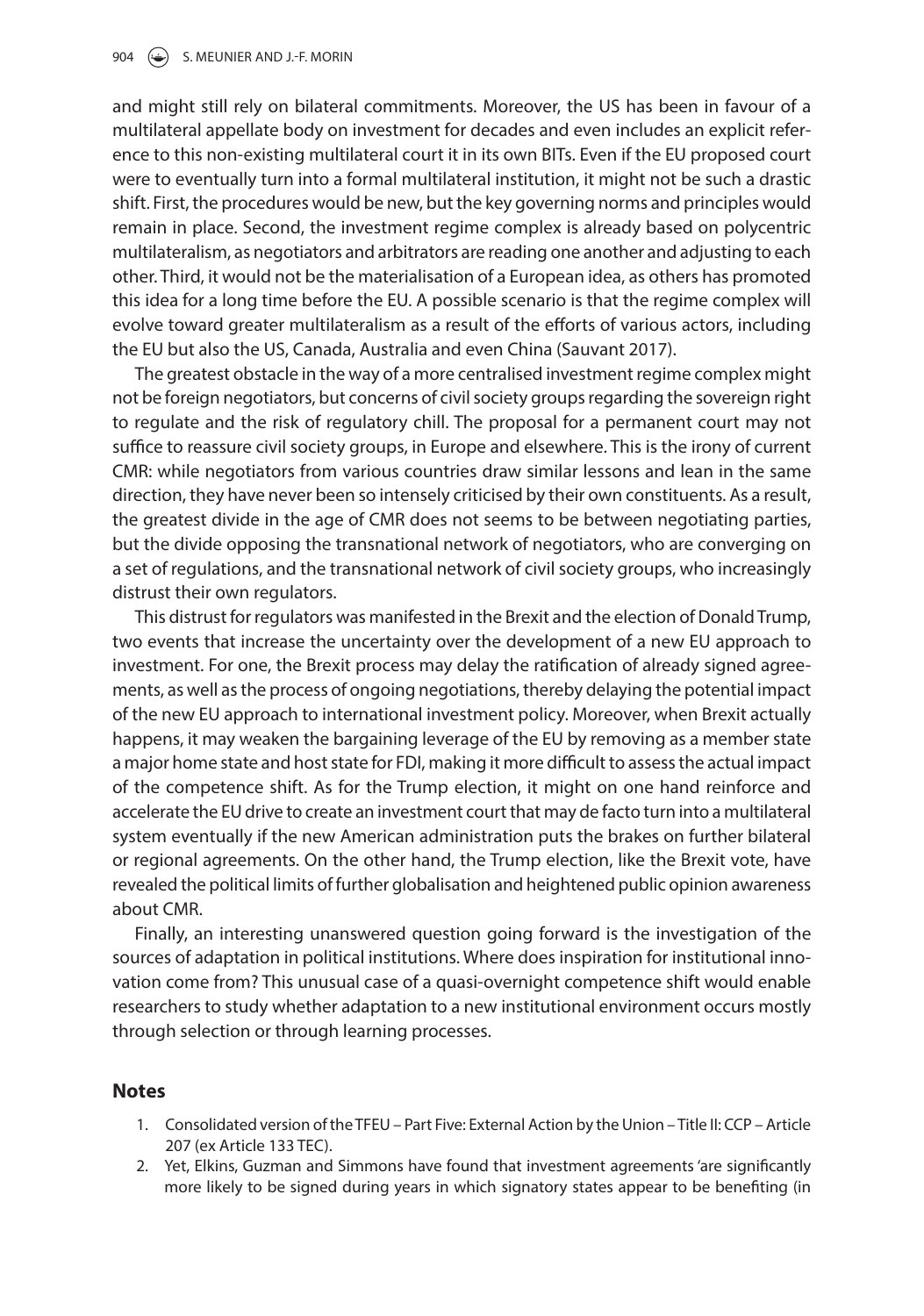and might still rely on bilateral commitments. Moreover, the US has been in favour of a multilateral appellate body on investment for decades and even includes an explicit reference to this non-existing multilateral court it in its own BITs. Even if the EU proposed court were to eventually turn into a formal multilateral institution, it might not be such a drastic shift. First, the procedures would be new, but the key governing norms and principles would remain in place. Second, the investment regime complex is already based on polycentric multilateralism, as negotiators and arbitrators are reading one another and adjusting to each other. Third, it would not be the materialisation of a European idea, as others has promoted this idea for a long time before the EU. A possible scenario is that the regime complex will evolve toward greater multilateralism as a result of the efforts of various actors, including the EU but also the US, Canada, Australia and even China (Sauvant 2017).

The greatest obstacle in the way of a more centralised investment regime complex might not be foreign negotiators, but concerns of civil society groups regarding the sovereign right to regulate and the risk of regulatory chill. The proposal for a permanent court may not suffice to reassure civil society groups, in Europe and elsewhere. This is the irony of current CMR: while negotiators from various countries draw similar lessons and lean in the same direction, they have never been so intensely criticised by their own constituents. As a result, the greatest divide in the age of CMR does not seems to be between negotiating parties, but the divide opposing the transnational network of negotiators, who are converging on a set of regulations, and the transnational network of civil society groups, who increasingly distrust their own regulators.

This distrust for regulators was manifested in the Brexit and the election of Donald Trump, two events that increase the uncertainty over the development of a new EU approach to investment. For one, the Brexit process may delay the ratification of already signed agreements, as well as the process of ongoing negotiations, thereby delaying the potential impact of the new EU approach to international investment policy. Moreover, when Brexit actually happens, it may weaken the bargaining leverage of the EU by removing as a member state a major home state and host state for FDI, making it more difficult to assess the actual impact of the competence shift. As for the Trump election, it might on one hand reinforce and accelerate the EU drive to create an investment court that may de facto turn into a multilateral system eventually if the new American administration puts the brakes on further bilateral or regional agreements. On the other hand, the Trump election, like the Brexit vote, have revealed the political limits of further globalisation and heightened public opinion awareness about CMR.

Finally, an interesting unanswered question going forward is the investigation of the sources of adaptation in political institutions. Where does inspiration for institutional innovation come from? This unusual case of a quasi-overnight competence shift would enable researchers to study whether adaptation to a new institutional environment occurs mostly through selection or through learning processes.

## Notes

1. Consolidated version of the TFEU – Part Five: External Action by the Union – Title II: CCP – Article 207 (ex Article 133 TEC).
2. Yet, Elkins, Guzman and Simmons have found that investment agreements 'are significantly more likely to be signed during years in which signatory states appear to be benefiting (in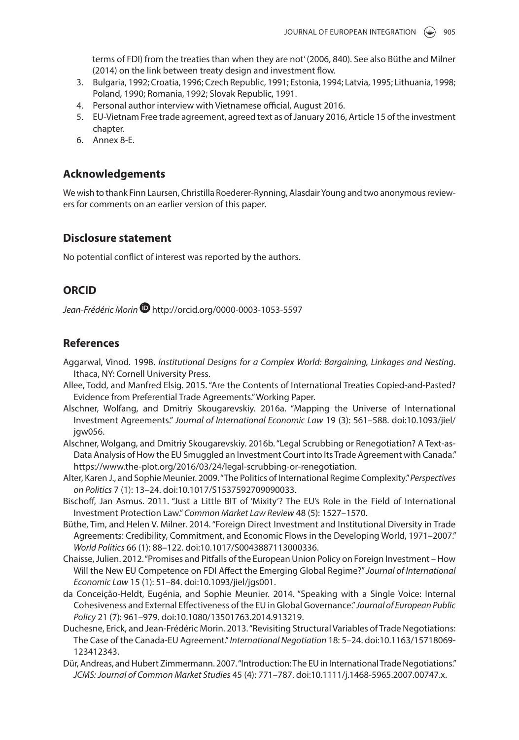terms of FDI) from the treaties than when they are not' (2006, 840). See also Büthe and Milner (2014) on the link between treaty design and investment flow.

3. Bulgaria, 1992; Croatia, 1996; Czech Republic, 1991; Estonia, 1994; Latvia, 1995; Lithuania, 1998; Poland, 1990; Romania, 1992; Slovak Republic, 1991.
4. Personal author interview with Vietnamese official, August 2016.
5. EU-Vietnam Free trade agreement, agreed text as of January 2016, Article 15 of the investment chapter.
6. Annex 8-E.

## Acknowledgements

We wish to thank Finn Laursen, Christilla Roederer-Rynning, Alasdair Young and two anonymous reviewers for comments on an earlier version of this paper.

## Disclosure statement

No potential conflict of interest was reported by the authors.

## ORCID

*Jean-Frédéric Morin* http://orcid.org/0000-0003-1053-5597

## References

Aggarwal, Vinod. 1998. *Institutional Designs for a Complex World: Bargaining, Linkages and Nesting*. Ithaca, NY: Cornell University Press.

Allee, Todd, and Manfred Elsig. 2015. "Are the Contents of International Treaties Copied-and-Pasted? Evidence from Preferential Trade Agreements." Working Paper.

Alschner, Wolfang, and Dmitriy Skougarevskiy. 2016a. "Mapping the Universe of International Investment Agreements." *Journal of International Economic Law* 19 (3): 561–588. doi:10.1093/jiel/jgw056.

Alschner, Wolgang, and Dmitriy Skougarevskiy. 2016b. "Legal Scrubbing or Renegotiation? A Text-as-Data Analysis of How the EU Smuggled an Investment Court into Its Trade Agreement with Canada." https://www.the-plot.org/2016/03/24/legal-scrubbing-or-renegotiation.

Alter, Karen J., and Sophie Meunier. 2009. "The Politics of International Regime Complexity." *Perspectives on Politics* 7 (1): 13–24. doi:10.1017/S1537592709090033.

Bischoff, Jan Asmus. 2011. "Just a Little BIT of 'Mixity'? The EU's Role in the Field of International Investment Protection Law." *Common Market Law Review* 48 (5): 1527–1570.

Büthe, Tim, and Helen V. Milner. 2014. "Foreign Direct Investment and Institutional Diversity in Trade Agreements: Credibility, Commitment, and Economic Flows in the Developing World, 1971–2007." *World Politics* 66 (1): 88–122. doi:10.1017/S0043887113000336.

Chaisse, Julien. 2012. "Promises and Pitfalls of the European Union Policy on Foreign Investment – How Will the New EU Competence on FDI Affect the Emerging Global Regime?" *Journal of International Economic Law* 15 (1): 51–84. doi:10.1093/jiel/jgs001.

da Conceição-Heldt, Eugénia, and Sophie Meunier. 2014. "Speaking with a Single Voice: Internal Cohesiveness and External Effectiveness of the EU in Global Governance." *Journal of European Public Policy* 21 (7): 961–979. doi:10.1080/13501763.2014.913219.

Duchesne, Erick, and Jean-Frédéric Morin. 2013. "Revisiting Structural Variables of Trade Negotiations: The Case of the Canada-EU Agreement." *International Negotiation* 18: 5–24. doi:10.1163/15718069-123412343.

Dür, Andreas, and Hubert Zimmermann. 2007. "Introduction: The EU in International Trade Negotiations." *JCMS: Journal of Common Market Studies* 45 (4): 771–787. doi:10.1111/j.1468-5965.2007.00747.x.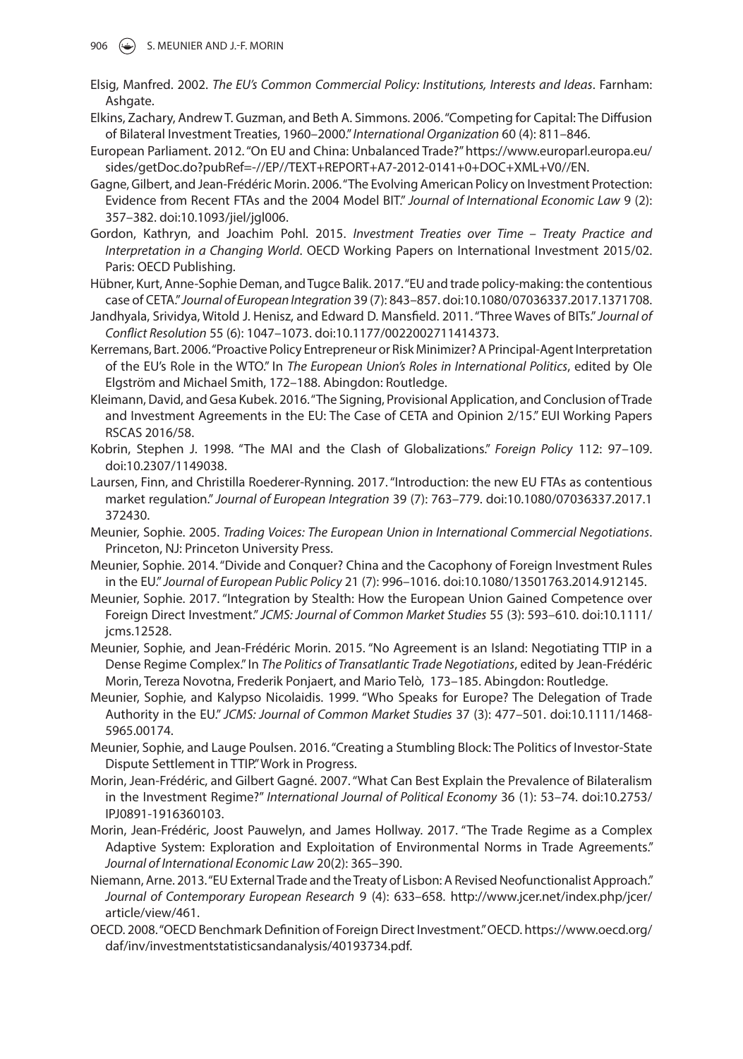Elsig, Manfred. 2002. *The EU's Common Commercial Policy: Institutions, Interests and Ideas*. Farnham: Ashgate.

Elkins, Zachary, Andrew T. Guzman, and Beth A. Simmons. 2006. "Competing for Capital: The Diffusion of Bilateral Investment Treaties, 1960–2000." *International Organization* 60 (4): 811–846.

European Parliament. 2012. "On EU and China: Unbalanced Trade?" https://www.europarl.europa.eu/sides/getDoc.do?pubRef=-//EP//TEXT+REPORT+A7-2012-0141+0+DOC+XML+V0//EN.

Gagne, Gilbert, and Jean-Frédéric Morin. 2006. "The Evolving American Policy on Investment Protection: Evidence from Recent FTAs and the 2004 Model BIT." *Journal of International Economic Law* 9 (2): 357–382. doi:10.1093/jiel/jgl006.

Gordon, Kathryn, and Joachim Pohl. 2015. *Investment Treaties over Time – Treaty Practice and Interpretation in a Changing World*. OECD Working Papers on International Investment 2015/02. Paris: OECD Publishing.

Hübner, Kurt, Anne-Sophie Deman, and Tugce Balik. 2017. "EU and trade policy-making: the contentious case of CETA." *Journal of European Integration* 39 (7): 843–857. doi:10.1080/07036337.2017.1371708.

Jandhyala, Srividya, Witold J. Henisz, and Edward D. Mansfield. 2011. "Three Waves of BITs." *Journal of Conflict Resolution* 55 (6): 1047–1073. doi:10.1177/0022002711414373.

Kerremans, Bart. 2006. "Proactive Policy Entrepreneur or Risk Minimizer? A Principal-Agent Interpretation of the EU's Role in the WTO." In *The European Union's Roles in International Politics*, edited by Ole Elgström and Michael Smith, 172–188. Abingdon: Routledge.

Kleimann, David, and Gesa Kubek. 2016. "The Signing, Provisional Application, and Conclusion of Trade and Investment Agreements in the EU: The Case of CETA and Opinion 2/15." EUI Working Papers RSCAS 2016/58.

Kobrin, Stephen J. 1998. "The MAI and the Clash of Globalizations." *Foreign Policy* 112: 97–109. doi:10.2307/1149038.

Laursen, Finn, and Christilla Roederer-Rynning. 2017. "Introduction: the new EU FTAs as contentious market regulation." *Journal of European Integration* 39 (7): 763–779. doi:10.1080/07036337.2017.1372430.

Meunier, Sophie. 2005. *Trading Voices: The European Union in International Commercial Negotiations*. Princeton, NJ: Princeton University Press.

Meunier, Sophie. 2014. "Divide and Conquer? China and the Cacophony of Foreign Investment Rules in the EU." *Journal of European Public Policy* 21 (7): 996–1016. doi:10.1080/13501763.2014.912145.

Meunier, Sophie. 2017. "Integration by Stealth: How the European Union Gained Competence over Foreign Direct Investment." *JCMS: Journal of Common Market Studies* 55 (3): 593–610. doi:10.1111/jcms.12528.

Meunier, Sophie, and Jean-Frédéric Morin. 2015. "No Agreement is an Island: Negotiating TTIP in a Dense Regime Complex." In *The Politics of Transatlantic Trade Negotiations*, edited by Jean-Frédéric Morin, Tereza Novotna, Frederik Ponjaert, and Mario Telò, 173–185. Abingdon: Routledge.

Meunier, Sophie, and Kalypso Nicolaidis. 1999. "Who Speaks for Europe? The Delegation of Trade Authority in the EU." *JCMS: Journal of Common Market Studies* 37 (3): 477–501. doi:10.1111/1468-5965.00174.

Meunier, Sophie, and Lauge Poulsen. 2016. "Creating a Stumbling Block: The Politics of Investor-State Dispute Settlement in TTIP." Work in Progress.

Morin, Jean-Frédéric, and Gilbert Gagné. 2007. "What Can Best Explain the Prevalence of Bilateralism in the Investment Regime?" *International Journal of Political Economy* 36 (1): 53–74. doi:10.2753/IPJ0891-1916360103.

Morin, Jean-Frédéric, Joost Pauwelyn, and James Hollway. 2017. "The Trade Regime as a Complex Adaptive System: Exploration and Exploitation of Environmental Norms in Trade Agreements." *Journal of International Economic Law* 20(2): 365–390.

Niemann, Arne. 2013. "EU External Trade and the Treaty of Lisbon: A Revised Neofunctionalist Approach." *Journal of Contemporary European Research* 9 (4): 633–658. http://www.jcer.net/index.php/jcer/article/view/461.

OECD. 2008. "OECD Benchmark Definition of Foreign Direct Investment." OECD. https://www.oecd.org/daf/inv/investmentstatisticsandanalysis/40193734.pdf.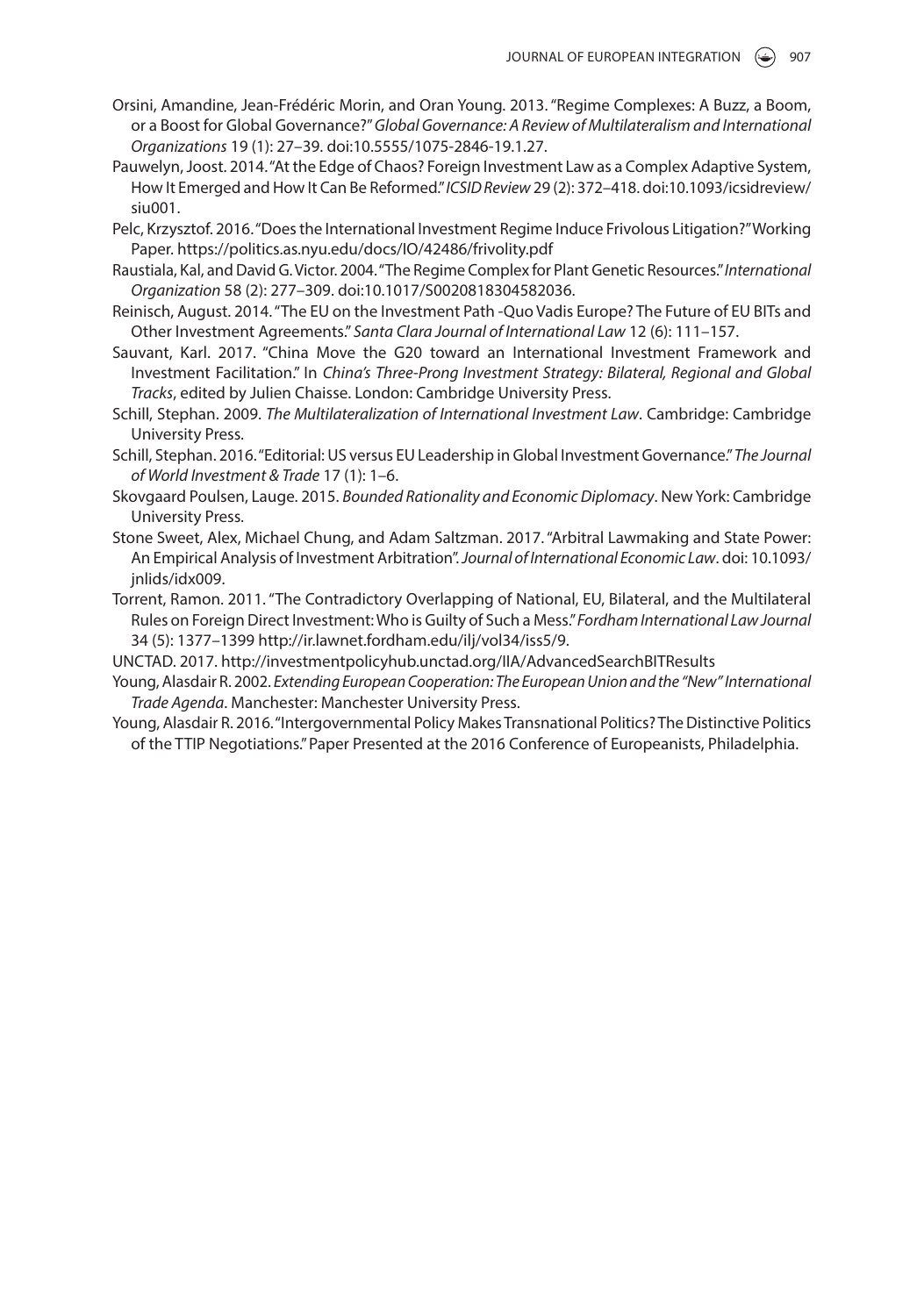Orsini, Amandine, Jean-Frédéric Morin, and Oran Young. 2013. "Regime Complexes: A Buzz, a Boom, or a Boost for Global Governance?" *Global Governance: A Review of Multilateralism and International Organizations* 19 (1): 27–39. doi:10.5555/1075-2846-19.1.27.

Pauwelyn, Joost. 2014. "At the Edge of Chaos? Foreign Investment Law as a Complex Adaptive System, How It Emerged and How It Can Be Reformed." *ICSID Review* 29 (2): 372–418. doi:10.1093/icsidreview/siu001.

Pelc, Krzysztof. 2016. "Does the International Investment Regime Induce Frivolous Litigation?" Working Paper. https://politics.as.nyu.edu/docs/IO/42486/frivolity.pdf

Raustiala, Kal, and David G. Victor. 2004. "The Regime Complex for Plant Genetic Resources." *International Organization* 58 (2): 277–309. doi:10.1017/S0020818304582036.

Reinisch, August. 2014. "The EU on the Investment Path -Quo Vadis Europe? The Future of EU BITs and Other Investment Agreements." *Santa Clara Journal of International Law* 12 (6): 111–157.

Sauvant, Karl. 2017. "China Move the G20 toward an International Investment Framework and Investment Facilitation." In *China's Three-Prong Investment Strategy: Bilateral, Regional and Global Tracks*, edited by Julien Chaisse. London: Cambridge University Press.

Schill, Stephan. 2009. *The Multilateralization of International Investment Law*. Cambridge: Cambridge University Press.

Schill, Stephan. 2016. "Editorial: US versus EU Leadership in Global Investment Governance." *The Journal of World Investment & Trade* 17 (1): 1–6.

Skovgaard Poulsen, Lauge. 2015. *Bounded Rationality and Economic Diplomacy*. New York: Cambridge University Press.

Stone Sweet, Alex, Michael Chung, and Adam Saltzman. 2017. "Arbitral Lawmaking and State Power: An Empirical Analysis of Investment Arbitration". *Journal of International Economic Law*. doi: 10.1093/jnlids/idx009.

Torrent, Ramon. 2011. "The Contradictory Overlapping of National, EU, Bilateral, and the Multilateral Rules on Foreign Direct Investment: Who is Guilty of Such a Mess." *Fordham International Law Journal* 34 (5): 1377–1399 http://ir.lawnet.fordham.edu/ilj/vol34/iss5/9.

UNCTAD. 2017. http://investmentpolicyhub.unctad.org/IIA/AdvancedSearchBITResults

Young, Alasdair R. 2002. *Extending European Cooperation: The European Union and the "New" International Trade Agenda*. Manchester: Manchester University Press.

Young, Alasdair R. 2016. "Intergovernmental Policy Makes Transnational Politics? The Distinctive Politics of the TTIP Negotiations." Paper Presented at the 2016 Conference of Europeanists, Philadelphia.